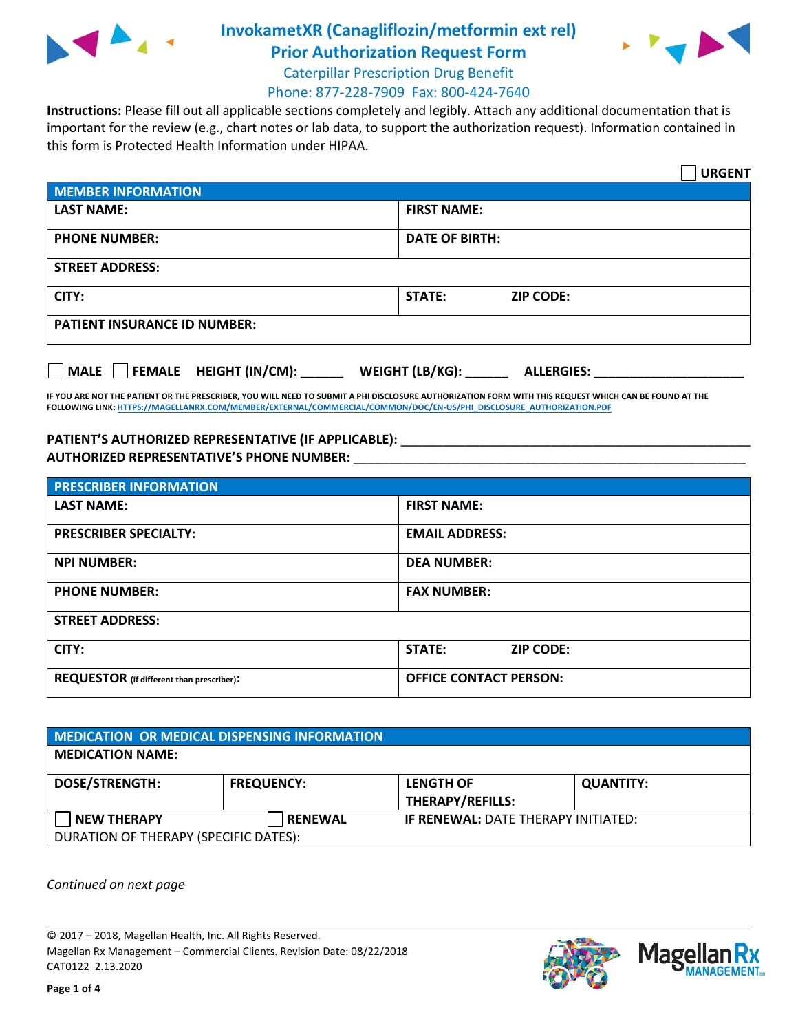# InvokametXR (Canagliflozin/metformin ext rel) Prior Authorization Request Form

Caterpillar Prescription Drug Benefit
Phone: 877-228-7909 Fax: 800-424-7640

**Instructions:** Please fill out all applicable sections completely and legibly. Attach any additional documentation that is important for the review (e.g., chart notes or lab data, to support the authorization request). Information contained in this form is Protected Health Information under HIPAA.

☐ **URGENT**

| MEMBER INFORMATION | |
|---|---|
| **LAST NAME:** | **FIRST NAME:** |
| **PHONE NUMBER:** | **DATE OF BIRTH:** |
| **STREET ADDRESS:** | |
| **CITY:** | **STATE:** **ZIP CODE:** |
| **PATIENT INSURANCE ID NUMBER:** | |

☐ **MALE** ☐ **FEMALE** **HEIGHT (IN/CM):** ______ **WEIGHT (LB/KG):** ______ **ALLERGIES:** ______________________

**IF YOU ARE NOT THE PATIENT OR THE PRESCRIBER, YOU WILL NEED TO SUBMIT A PHI DISCLOSURE AUTHORIZATION FORM WITH THIS REQUEST WHICH CAN BE FOUND AT THE FOLLOWING LINK: HTTPS://MAGELLANRX.COM/MEMBER/EXTERNAL/COMMERCIAL/COMMON/DOC/EN-US/PHI_DISCLOSURE_AUTHORIZATION.PDF**

**PATIENT'S AUTHORIZED REPRESENTATIVE (IF APPLICABLE):** ____________________________________________
**AUTHORIZED REPRESENTATIVE'S PHONE NUMBER:** ____________________________________________

| PRESCRIBER INFORMATION | |
|---|---|
| **LAST NAME:** | **FIRST NAME:** |
| **PRESCRIBER SPECIALTY:** | **EMAIL ADDRESS:** |
| **NPI NUMBER:** | **DEA NUMBER:** |
| **PHONE NUMBER:** | **FAX NUMBER:** |
| **STREET ADDRESS:** | |
| **CITY:** | **STATE:** **ZIP CODE:** |
| **REQUESTOR** (if different than prescriber)**:** | **OFFICE CONTACT PERSON:** |

| MEDICATION OR MEDICAL DISPENSING INFORMATION | | | |
|---|---|---|---|
| **MEDICATION NAME:** | | | |
| **DOSE/STRENGTH:** | **FREQUENCY:** | **LENGTH OF THERAPY/REFILLS:** | **QUANTITY:** |
| ☐ **NEW THERAPY** | ☐ **RENEWAL** | **IF RENEWAL:** DATE THERAPY INITIATED: | |
| DURATION OF THERAPY (SPECIFIC DATES): | | | |

*Continued on next page*

© 2017 – 2018, Magellan Health, Inc. All Rights Reserved.
Magellan Rx Management – Commercial Clients. Revision Date: 08/22/2018
CAT0122 2.13.2020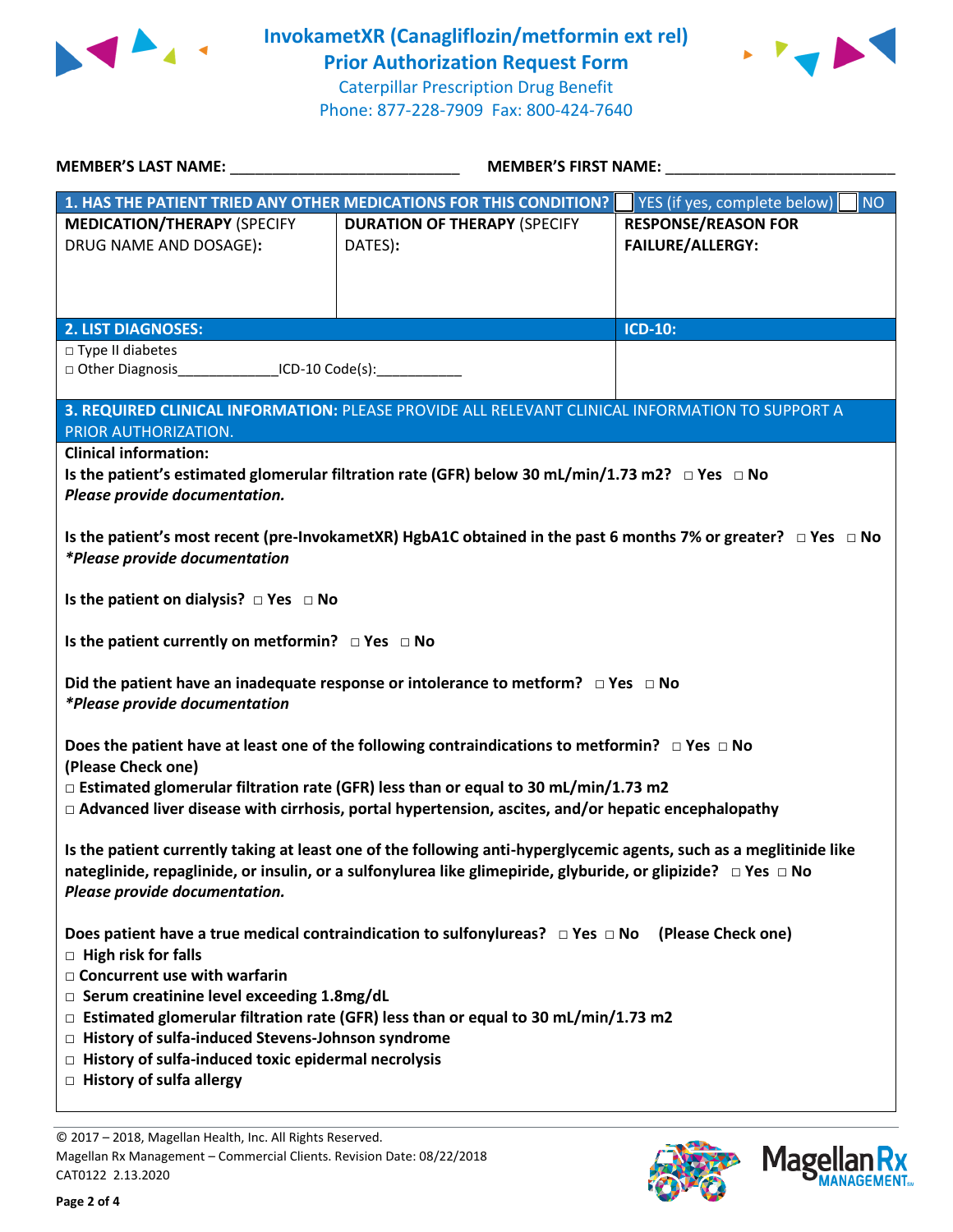# InvokametXR (Canagliflozin/metformin ext rel)
## Prior Authorization Request Form

Caterpillar Prescription Drug Benefit
Phone: 877-228-7909 Fax: 800-424-7640

**MEMBER'S LAST NAME:** ___________________________ **MEMBER'S FIRST NAME:** ___________________________

| **1. HAS THE PATIENT TRIED ANY OTHER MEDICATIONS FOR THIS CONDITION?** | | ☐ YES (if yes, complete below) ☐ NO |
|---|---|---|
| **MEDICATION/THERAPY** (SPECIFY DRUG NAME AND DOSAGE): | **DURATION OF THERAPY** (SPECIFY DATES): | **RESPONSE/REASON FOR FAILURE/ALLERGY:** |
| | | |

| **2. LIST DIAGNOSES:** | **ICD-10:** |
|---|---|
| □ Type II diabetes<br>□ Other Diagnosis_____________ICD-10 Code(s):___________ | |

**3. REQUIRED CLINICAL INFORMATION:** PLEASE PROVIDE ALL RELEVANT CLINICAL INFORMATION TO SUPPORT A PRIOR AUTHORIZATION.

**Clinical information:**

**Is the patient's estimated glomerular filtration rate (GFR) below 30 mL/min/1.73 m2? □ Yes □ No**
***Please provide documentation.***

**Is the patient's most recent (pre-InvokametXR) HgbA1C obtained in the past 6 months 7% or greater? □ Yes □ No**
***\*Please provide documentation***

**Is the patient on dialysis? □ Yes □ No**

**Is the patient currently on metformin? □ Yes □ No**

**Did the patient have an inadequate response or intolerance to metform? □ Yes □ No**
***\*Please provide documentation***

**Does the patient have at least one of the following contraindications to metformin? □ Yes □ No (Please Check one)**
- **□ Estimated glomerular filtration rate (GFR) less than or equal to 30 mL/min/1.73 m2**
- **□ Advanced liver disease with cirrhosis, portal hypertension, ascites, and/or hepatic encephalopathy**

**Is the patient currently taking at least one of the following anti-hyperglycemic agents, such as a meglitinide like nateglinide, repaglinide, or insulin, or a sulfonylurea like glimepiride, glyburide, or glipizide? □ Yes □ No**
***Please provide documentation.***

**Does patient have a true medical contraindication to sulfonylureas? □ Yes □ No (Please Check one)**
- **□ High risk for falls**
- **□ Concurrent use with warfarin**
- **□ Serum creatinine level exceeding 1.8mg/dL**
- **□ Estimated glomerular filtration rate (GFR) less than or equal to 30 mL/min/1.73 m2**
- **□ History of sulfa-induced Stevens-Johnson syndrome**
- **□ History of sulfa-induced toxic epidermal necrolysis**
- **□ History of sulfa allergy**

© 2017 – 2018, Magellan Health, Inc. All Rights Reserved.
Magellan Rx Management – Commercial Clients. Revision Date: 08/22/2018
CAT0122 2.13.2020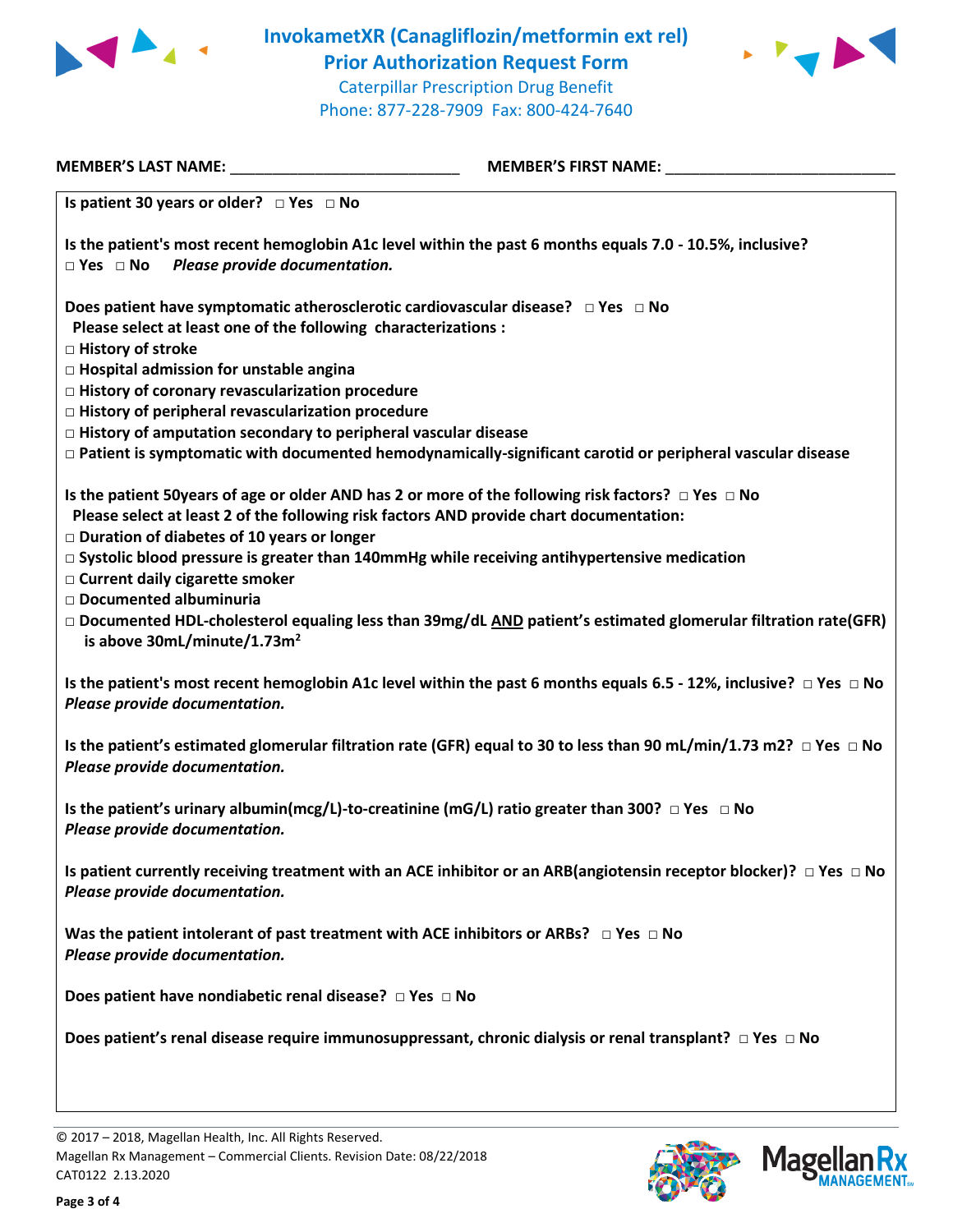# InvokametXR (Canagliflozin/metformin ext rel)
## Prior Authorization Request Form

Caterpillar Prescription Drug Benefit
Phone: 877-228-7909 Fax: 800-424-7640

**MEMBER'S LAST NAME:** ___________________________ **MEMBER'S FIRST NAME:** ___________________________

**Is patient 30 years or older?** □ **Yes** □ **No**

**Is the patient's most recent hemoglobin A1c level within the past 6 months equals 7.0 - 10.5%, inclusive?**
□ **Yes** □ **No** *Please provide documentation.*

**Does patient have symptomatic atherosclerotic cardiovascular disease?** □ **Yes** □ **No**
**Please select at least one of the following characterizations :**

- □ **History of stroke**
- □ **Hospital admission for unstable angina**
- □ **History of coronary revascularization procedure**
- □ **History of peripheral revascularization procedure**
- □ **History of amputation secondary to peripheral vascular disease**
- □ **Patient is symptomatic with documented hemodynamically-significant carotid or peripheral vascular disease**

**Is the patient 50years of age or older AND has 2 or more of the following risk factors?** □ **Yes** □ **No**
**Please select at least 2 of the following risk factors AND provide chart documentation:**

- □ **Duration of diabetes of 10 years or longer**
- □ **Systolic blood pressure is greater than 140mmHg while receiving antihypertensive medication**
- □ **Current daily cigarette smoker**
- □ **Documented albuminuria**
- □ **Documented HDL-cholesterol equaling less than 39mg/dL AND patient's estimated glomerular filtration rate(GFR) is above 30mL/minute/1.73m²**

**Is the patient's most recent hemoglobin A1c level within the past 6 months equals 6.5 - 12%, inclusive?** □ **Yes** □ **No**
*Please provide documentation.*

**Is the patient's estimated glomerular filtration rate (GFR) equal to 30 to less than 90 mL/min/1.73 m2?** □ **Yes** □ **No**
*Please provide documentation.*

**Is the patient's urinary albumin(mcg/L)-to-creatinine (mG/L) ratio greater than 300?** □ **Yes** □ **No**
*Please provide documentation.*

**Is patient currently receiving treatment with an ACE inhibitor or an ARB(angiotensin receptor blocker)?** □ **Yes** □ **No**
*Please provide documentation.*

**Was the patient intolerant of past treatment with ACE inhibitors or ARBs?** □ **Yes** □ **No**
*Please provide documentation.*

**Does patient have nondiabetic renal disease?** □ **Yes** □ **No**

**Does patient's renal disease require immunosuppressant, chronic dialysis or renal transplant?** □ **Yes** □ **No**

© 2017 – 2018, Magellan Health, Inc. All Rights Reserved.
Magellan Rx Management – Commercial Clients. Revision Date: 08/22/2018
CAT0122 2.13.2020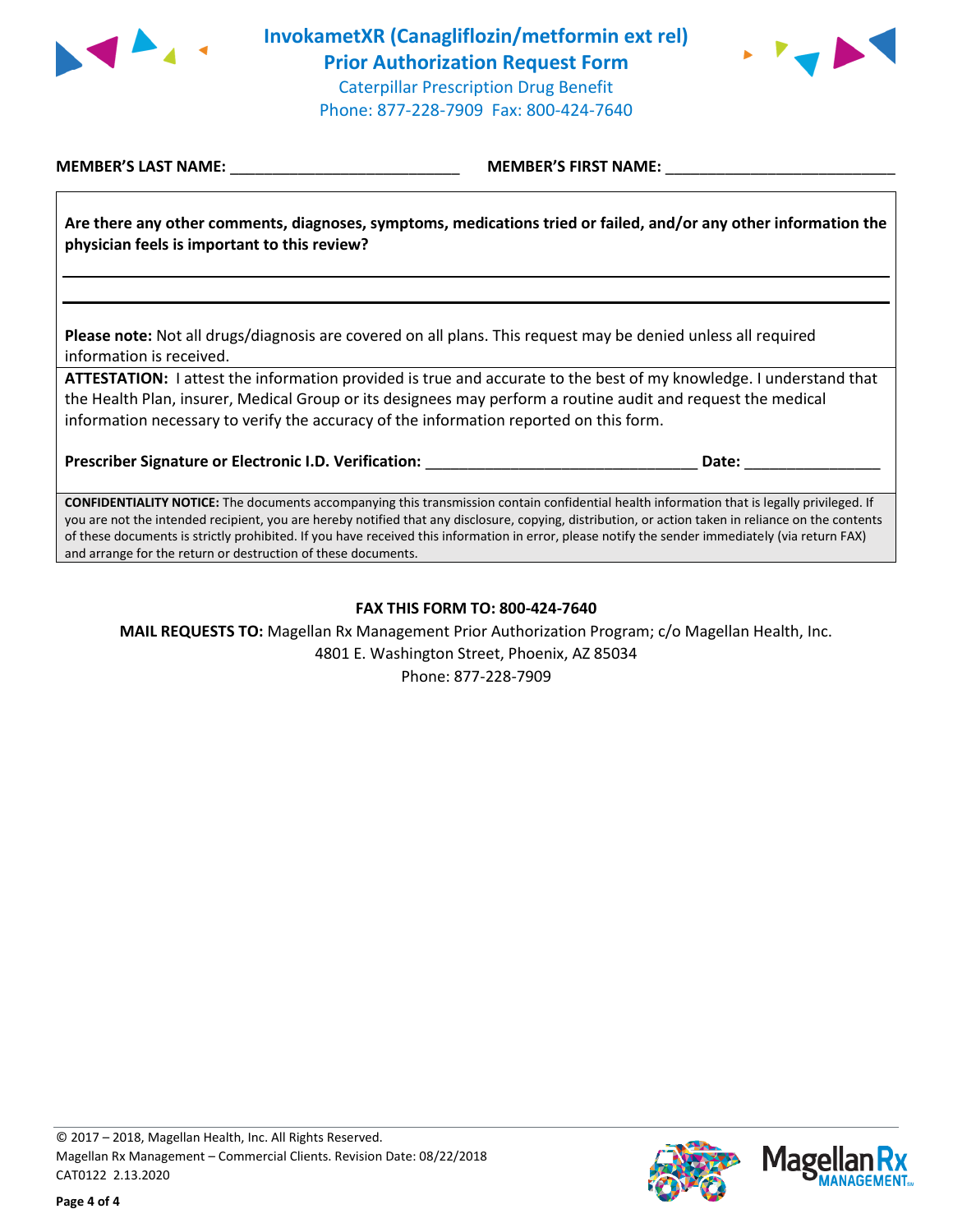# InvokametXR (Canagliflozin/metformin ext rel)
# Prior Authorization Request Form

Caterpillar Prescription Drug Benefit
Phone: 877-228-7909 Fax: 800-424-7640

**MEMBER'S LAST NAME:** ___________________________ **MEMBER'S FIRST NAME:** ___________________________

**Are there any other comments, diagnoses, symptoms, medications tried or failed, and/or any other information the physician feels is important to this review?**

_______________________________________________________________________________

_______________________________________________________________________________

**Please note:** Not all drugs/diagnosis are covered on all plans. This request may be denied unless all required information is received.

**ATTESTATION:** I attest the information provided is true and accurate to the best of my knowledge. I understand that the Health Plan, insurer, Medical Group or its designees may perform a routine audit and request the medical information necessary to verify the accuracy of the information reported on this form.

**Prescriber Signature or Electronic I.D. Verification:** ________________________________ **Date:** ________________

**CONFIDENTIALITY NOTICE:** The documents accompanying this transmission contain confidential health information that is legally privileged. If you are not the intended recipient, you are hereby notified that any disclosure, copying, distribution, or action taken in reliance on the contents of these documents is strictly prohibited. If you have received this information in error, please notify the sender immediately (via return FAX) and arrange for the return or destruction of these documents.

**FAX THIS FORM TO: 800-424-7640**

**MAIL REQUESTS TO:** Magellan Rx Management Prior Authorization Program; c/o Magellan Health, Inc.
4801 E. Washington Street, Phoenix, AZ 85034
Phone: 877-228-7909

© 2017 – 2018, Magellan Health, Inc. All Rights Reserved.
Magellan Rx Management – Commercial Clients. Revision Date: 08/22/2018
CAT0122 2.13.2020